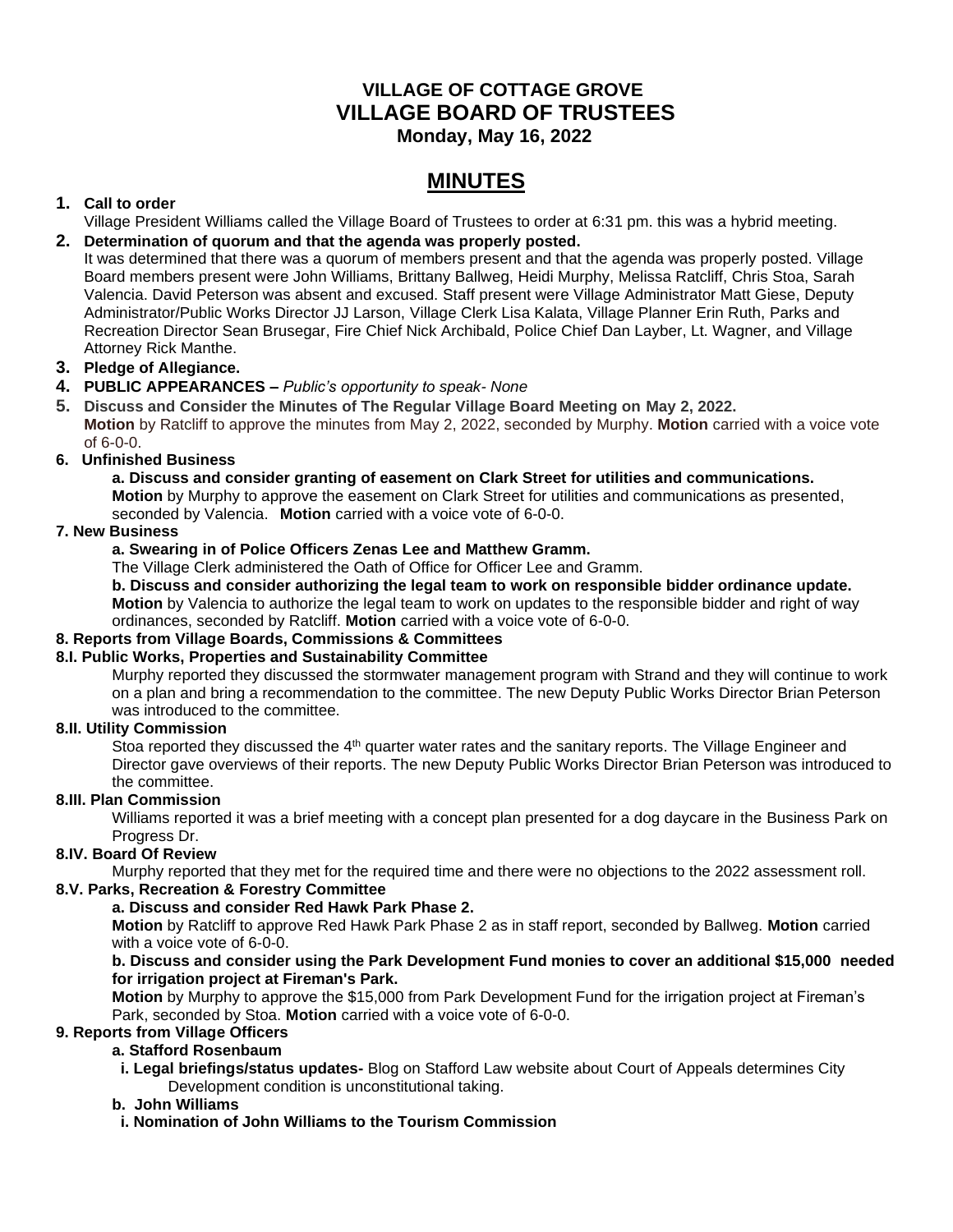# VILLAGE OF COTTAGE GROVE
# VILLAGE BOARD OF TRUSTEES
**Monday, May 16, 2022**

## MINUTES

1. **Call to order**
   Village President Williams called the Village Board of Trustees to order at 6:31 pm. this was a hybrid meeting.
2. **Determination of quorum and that the agenda was properly posted.**
   It was determined that there was a quorum of members present and that the agenda was properly posted. Village Board members present were John Williams, Brittany Ballweg, Heidi Murphy, Melissa Ratcliff, Chris Stoa, Sarah Valencia. David Peterson was absent and excused. Staff present were Village Administrator Matt Giese, Deputy Administrator/Public Works Director JJ Larson, Village Clerk Lisa Kalata, Village Planner Erin Ruth, Parks and Recreation Director Sean Brusegar, Fire Chief Nick Archibald, Police Chief Dan Layber, Lt. Wagner, and Village Attorney Rick Manthe.
3. **Pledge of Allegiance.**
4. **PUBLIC APPEARANCES –** *Public's opportunity to speak- None*
5. **Discuss and Consider the Minutes of The Regular Village Board Meeting on May 2, 2022.**
   **Motion** by Ratcliff to approve the minutes from May 2, 2022, seconded by Murphy. **Motion** carried with a voice vote of 6-0-0.

**6. Unfinished Business**

**a. Discuss and consider granting of easement on Clark Street for utilities and communications.**
**Motion** by Murphy to approve the easement on Clark Street for utilities and communications as presented, seconded by Valencia. **Motion** carried with a voice vote of 6-0-0.

**7. New Business**

**a. Swearing in of Police Officers Zenas Lee and Matthew Gramm.**
The Village Clerk administered the Oath of Office for Officer Lee and Gramm.

**b. Discuss and consider authorizing the legal team to work on responsible bidder ordinance update.**
**Motion** by Valencia to authorize the legal team to work on updates to the responsible bidder and right of way ordinances, seconded by Ratcliff. **Motion** carried with a voice vote of 6-0-0.

**8. Reports from Village Boards, Commissions & Committees**

**8.I. Public Works, Properties and Sustainability Committee**

Murphy reported they discussed the stormwater management program with Strand and they will continue to work on a plan and bring a recommendation to the committee. The new Deputy Public Works Director Brian Peterson was introduced to the committee.

**8.II. Utility Commission**

Stoa reported they discussed the 4th quarter water rates and the sanitary reports. The Village Engineer and Director gave overviews of their reports. The new Deputy Public Works Director Brian Peterson was introduced to the committee.

**8.III. Plan Commission**

Williams reported it was a brief meeting with a concept plan presented for a dog daycare in the Business Park on Progress Dr.

**8.IV. Board Of Review**

Murphy reported that they met for the required time and there were no objections to the 2022 assessment roll.

**8.V. Parks, Recreation & Forestry Committee**

**a. Discuss and consider Red Hawk Park Phase 2.**
**Motion** by Ratcliff to approve Red Hawk Park Phase 2 as in staff report, seconded by Ballweg. **Motion** carried with a voice vote of 6-0-0.

**b. Discuss and consider using the Park Development Fund monies to cover an additional $15,000 needed for irrigation project at Fireman's Park.**
**Motion** by Murphy to approve the $15,000 from Park Development Fund for the irrigation project at Fireman's Park, seconded by Stoa. **Motion** carried with a voice vote of 6-0-0.

**9. Reports from Village Officers**

**a. Stafford Rosenbaum**

**i. Legal briefings/status updates-** Blog on Stafford Law website about Court of Appeals determines City Development condition is unconstitutional taking.

**b. John Williams**

**i. Nomination of John Williams to the Tourism Commission**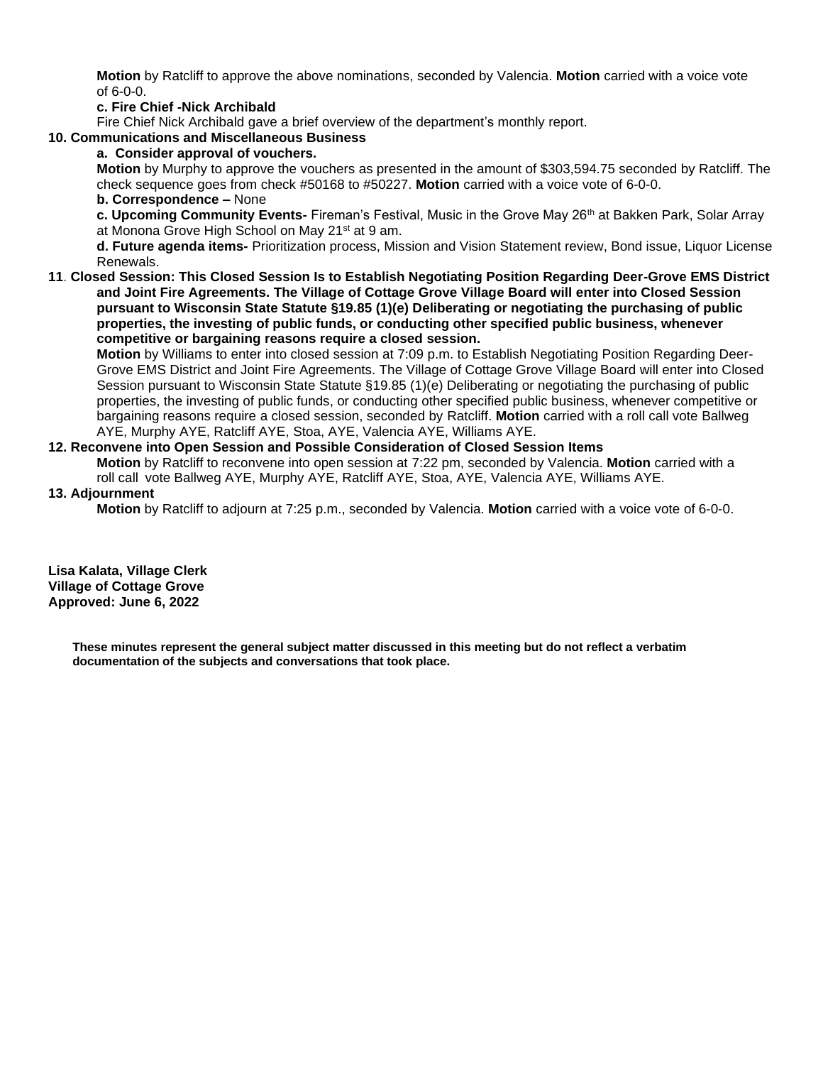**Motion** by Ratcliff to approve the above nominations, seconded by Valencia. **Motion** carried with a voice vote of 6-0-0.

**c. Fire Chief -Nick Archibald**

Fire Chief Nick Archibald gave a brief overview of the department's monthly report.

**10. Communications and Miscellaneous Business**

**a. Consider approval of vouchers.**

**Motion** by Murphy to approve the vouchers as presented in the amount of $303,594.75 seconded by Ratcliff. The check sequence goes from check #50168 to #50227. **Motion** carried with a voice vote of 6-0-0.

**b. Correspondence –** None

**c. Upcoming Community Events-** Fireman's Festival, Music in the Grove May 26th at Bakken Park, Solar Array at Monona Grove High School on May 21st at 9 am.

**d. Future agenda items-** Prioritization process, Mission and Vision Statement review, Bond issue, Liquor License Renewals.

**11**. **Closed Session: This Closed Session Is to Establish Negotiating Position Regarding Deer-Grove EMS District and Joint Fire Agreements. The Village of Cottage Grove Village Board will enter into Closed Session pursuant to Wisconsin State Statute §19.85 (1)(e) Deliberating or negotiating the purchasing of public properties, the investing of public funds, or conducting other specified public business, whenever competitive or bargaining reasons require a closed session.**

**Motion** by Williams to enter into closed session at 7:09 p.m. to Establish Negotiating Position Regarding Deer-Grove EMS District and Joint Fire Agreements. The Village of Cottage Grove Village Board will enter into Closed Session pursuant to Wisconsin State Statute §19.85 (1)(e) Deliberating or negotiating the purchasing of public properties, the investing of public funds, or conducting other specified public business, whenever competitive or bargaining reasons require a closed session, seconded by Ratcliff. **Motion** carried with a roll call vote Ballweg AYE, Murphy AYE, Ratcliff AYE, Stoa, AYE, Valencia AYE, Williams AYE.

**12. Reconvene into Open Session and Possible Consideration of Closed Session Items**

**Motion** by Ratcliff to reconvene into open session at 7:22 pm, seconded by Valencia. **Motion** carried with a roll call vote Ballweg AYE, Murphy AYE, Ratcliff AYE, Stoa, AYE, Valencia AYE, Williams AYE.

**13. Adjournment**

**Motion** by Ratcliff to adjourn at 7:25 p.m., seconded by Valencia. **Motion** carried with a voice vote of 6-0-0.

**Lisa Kalata, Village Clerk**
**Village of Cottage Grove**
**Approved: June 6, 2022**

**These minutes represent the general subject matter discussed in this meeting but do not reflect a verbatim documentation of the subjects and conversations that took place.**